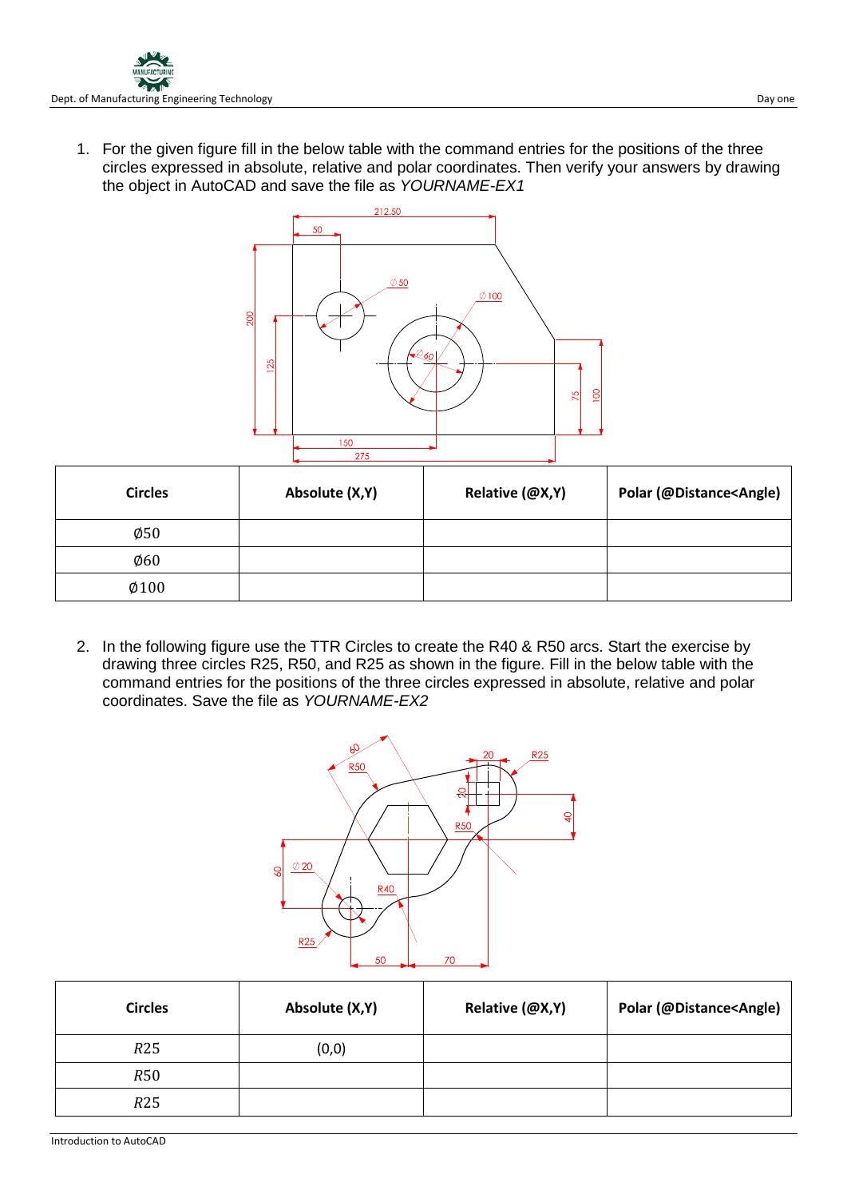1. For the given figure fill in the below table with the command entries for the positions of the three circles expressed in absolute, relative and polar coordinates. Then verify your answers by drawing the object in AutoCAD and save the file as *YOURNAME-EX1*

| Circles | Absolute (X,Y) | Relative (@X,Y) | Polar (@Distance<Angle) |
|---|---|---|---|
| Ø50 | | | |
| Ø60 | | | |
| Ø100 | | | |

2. In the following figure use the TTR Circles to create the R40 & R50 arcs. Start the exercise by drawing three circles R25, R50, and R25 as shown in the figure. Fill in the below table with the command entries for the positions of the three circles expressed in absolute, relative and polar coordinates. Save the file as *YOURNAME-EX2*

| Circles | Absolute (X,Y) | Relative (@X,Y) | Polar (@Distance<Angle) |
|---|---|---|---|
| $R25$ | (0,0) | | |
| $R50$ | | | |
| $R25$ | | | |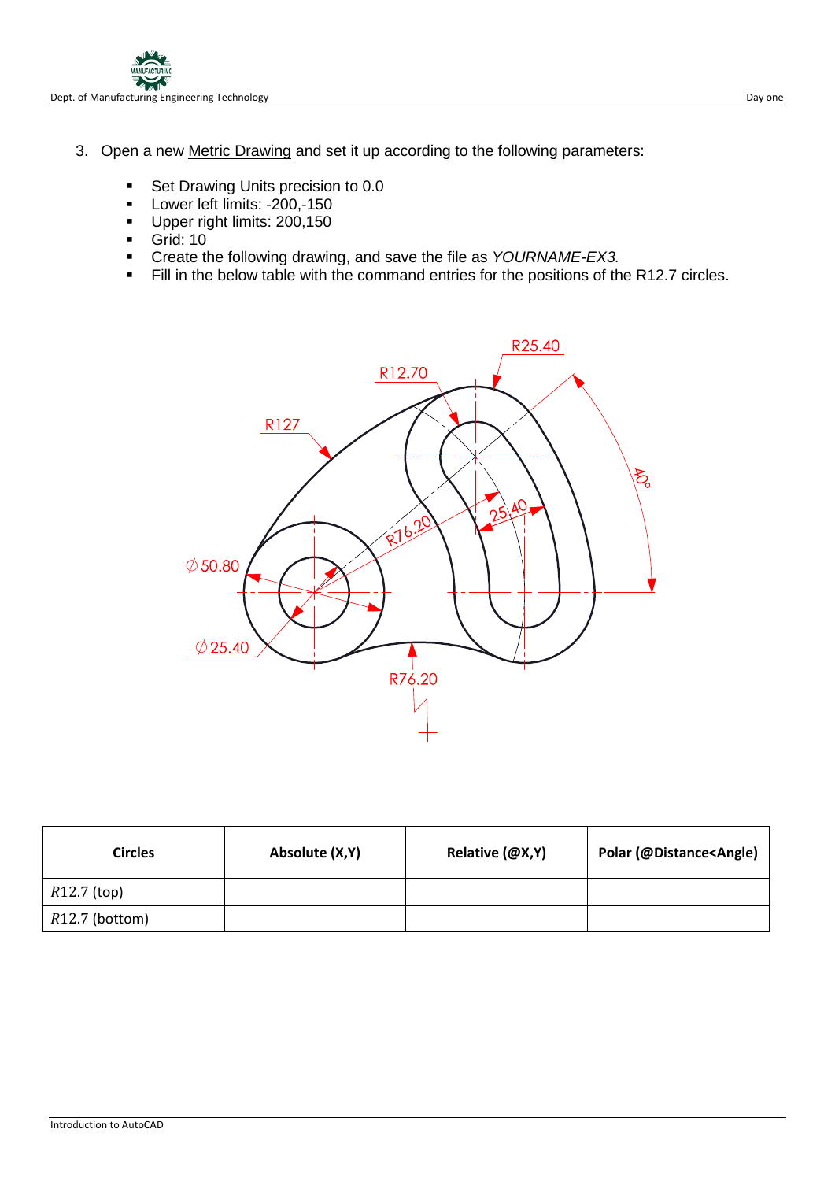3. Open a new <u>Metric Drawing</u> and set it up according to the following parameters:

   - Set Drawing Units precision to 0.0
   - Lower left limits: -200,-150
   - Upper right limits: 200,150
   - Grid: 10
   - Create the following drawing, and save the file as *YOURNAME-EX3.*
   - Fill in the below table with the command entries for the positions of the R12.7 circles.

R25.40
R12.70
R127
40°
25.40
R76.20
∅50.80
∅25.40
R76.20

| Circles | Absolute (X,Y) | Relative (@X,Y) | Polar (@Distance<Angle) |
|---|---|---|---|
| $R12.7$ (top) | | | |
| $R12.7$ (bottom) | | | |